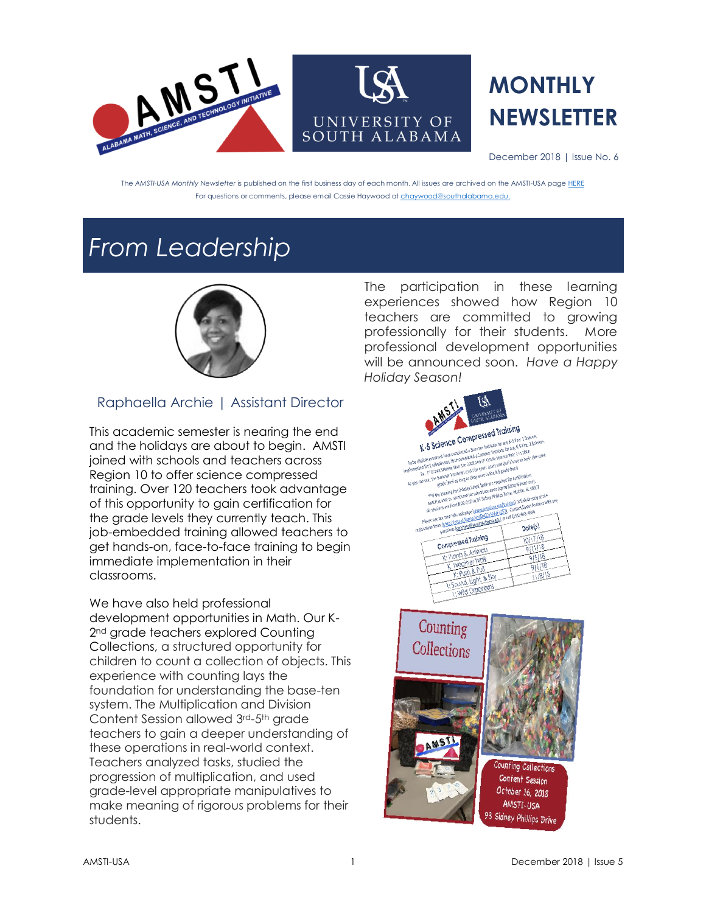# MONTHLY NEWSLETTER

December 2018 | Issue No. 6

The *AMSTI-USA Monthly Newsletter* is published on the first business day of each month. All issues are archived on the AMSTI-USA page HERE
For questions or comments, please email Cassie Haywood at chaywood@southalabama.edu.

# From Leadership

Raphaella Archie | Assistant Director

This academic semester is nearing the end and the holidays are about to begin. AMSTI joined with schools and teachers across Region 10 to offer science compressed training. Over 120 teachers took advantage of this opportunity to gain certification for the grade levels they currently teach. This job-embedded training allowed teachers to get hands-on, face-to-face training to begin immediate implementation in their classrooms.

We have also held professional development opportunities in Math. Our K-2nd grade teachers explored Counting Collections, a structured opportunity for children to count a collection of objects. This experience with counting lays the foundation for understanding the base-ten system. The Multiplication and Division Content Session allowed 3rd-5th grade teachers to gain a deeper understanding of these operations in real-world context. Teachers analyzed tasks, studied the progression of multiplication, and used grade-level appropriate manipulatives to make meaning of rigorous problems for their students.

The participation in these learning experiences showed how Region 10 teachers are committed to growing professionally for their students. More professional development opportunities will be announced soon. *Have a Happy Holiday Season!*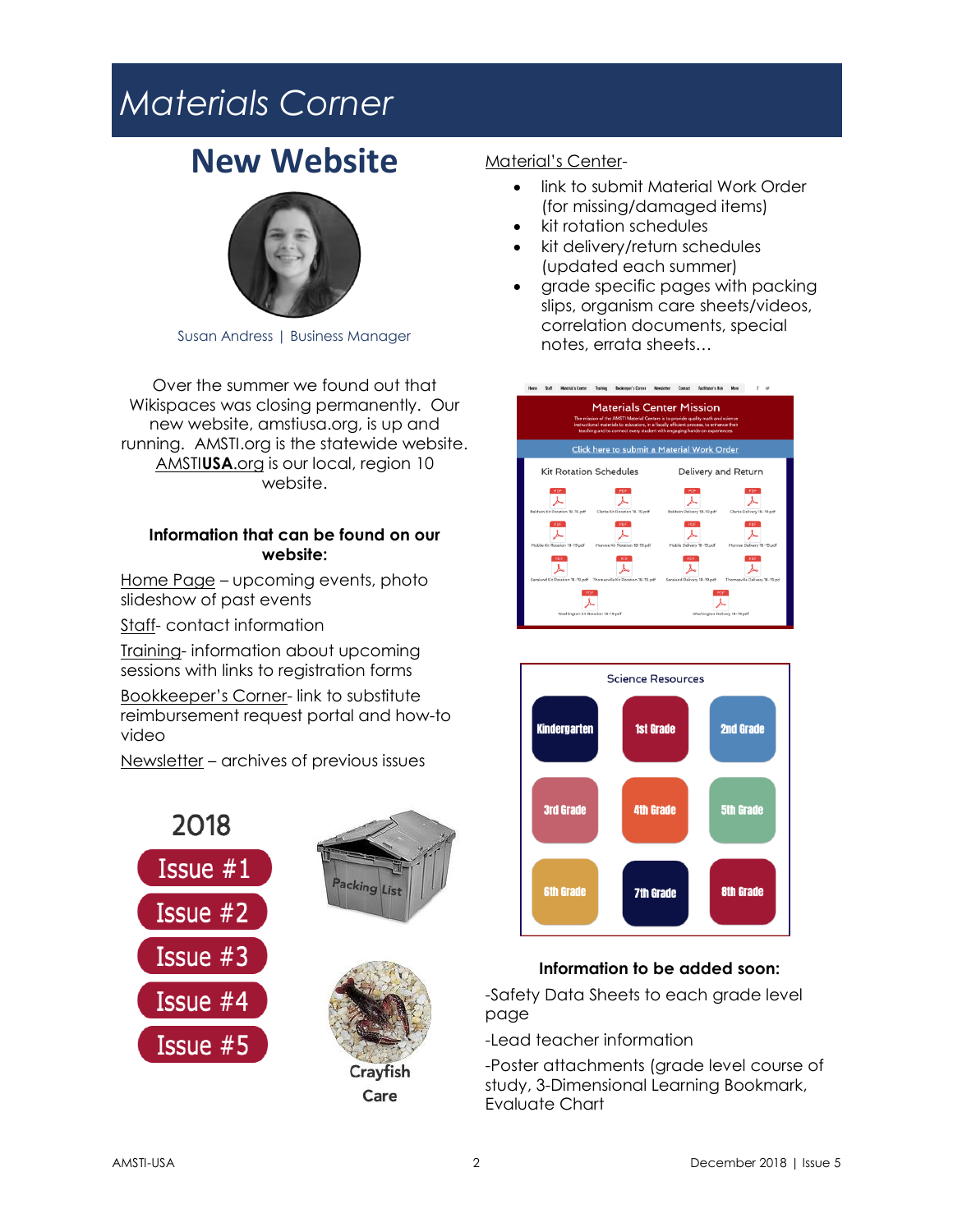# Materials Corner

## New Website

Susan Andress | Business Manager

Over the summer we found out that Wikispaces was closing permanently. Our new website, amstiusa.org, is up and running. AMSTI.org is the statewide website. AMSTI**USA**.org is our local, region 10 website.

**Information that can be found on our website:**

Home Page – upcoming events, photo slideshow of past events

Staff- contact information

Training- information about upcoming sessions with links to registration forms

Bookkeeper's Corner- link to substitute reimbursement request portal and how-to video

Newsletter – archives of previous issues

2018

Issue #1

Issue #2

Issue #3

Issue #4

Issue #5

Crayfish Care

Material's Center-

- link to submit Material Work Order (for missing/damaged items)
- kit rotation schedules
- kit delivery/return schedules (updated each summer)
- grade specific pages with packing slips, organism care sheets/videos, correlation documents, special notes, errata sheets…

**Information to be added soon:**

-Safety Data Sheets to each grade level page

-Lead teacher information

-Poster attachments (grade level course of study, 3-Dimensional Learning Bookmark, Evaluate Chart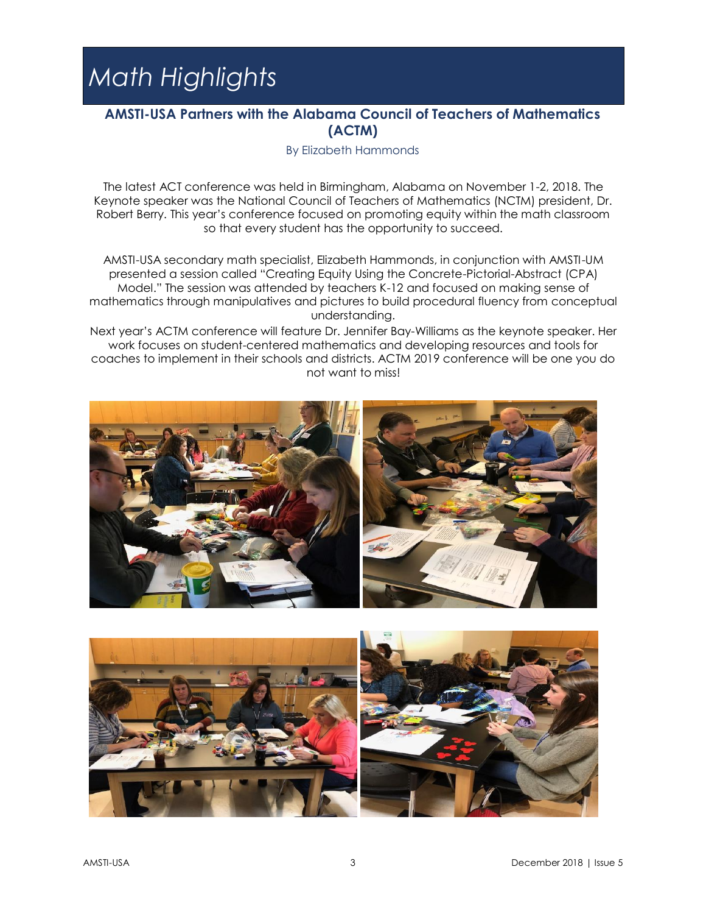# Math Highlights

## AMSTI-USA Partners with the Alabama Council of Teachers of Mathematics (ACTM)

By Elizabeth Hammonds

The latest ACT conference was held in Birmingham, Alabama on November 1-2, 2018. The Keynote speaker was the National Council of Teachers of Mathematics (NCTM) president, Dr. Robert Berry. This year's conference focused on promoting equity within the math classroom so that every student has the opportunity to succeed.

AMSTI-USA secondary math specialist, Elizabeth Hammonds, in conjunction with AMSTI-UM presented a session called "Creating Equity Using the Concrete-Pictorial-Abstract (CPA) Model." The session was attended by teachers K-12 and focused on making sense of mathematics through manipulatives and pictures to build procedural fluency from conceptual understanding.

Next year's ACTM conference will feature Dr. Jennifer Bay-Williams as the keynote speaker. Her work focuses on student-centered mathematics and developing resources and tools for coaches to implement in their schools and districts. ACTM 2019 conference will be one you do not want to miss!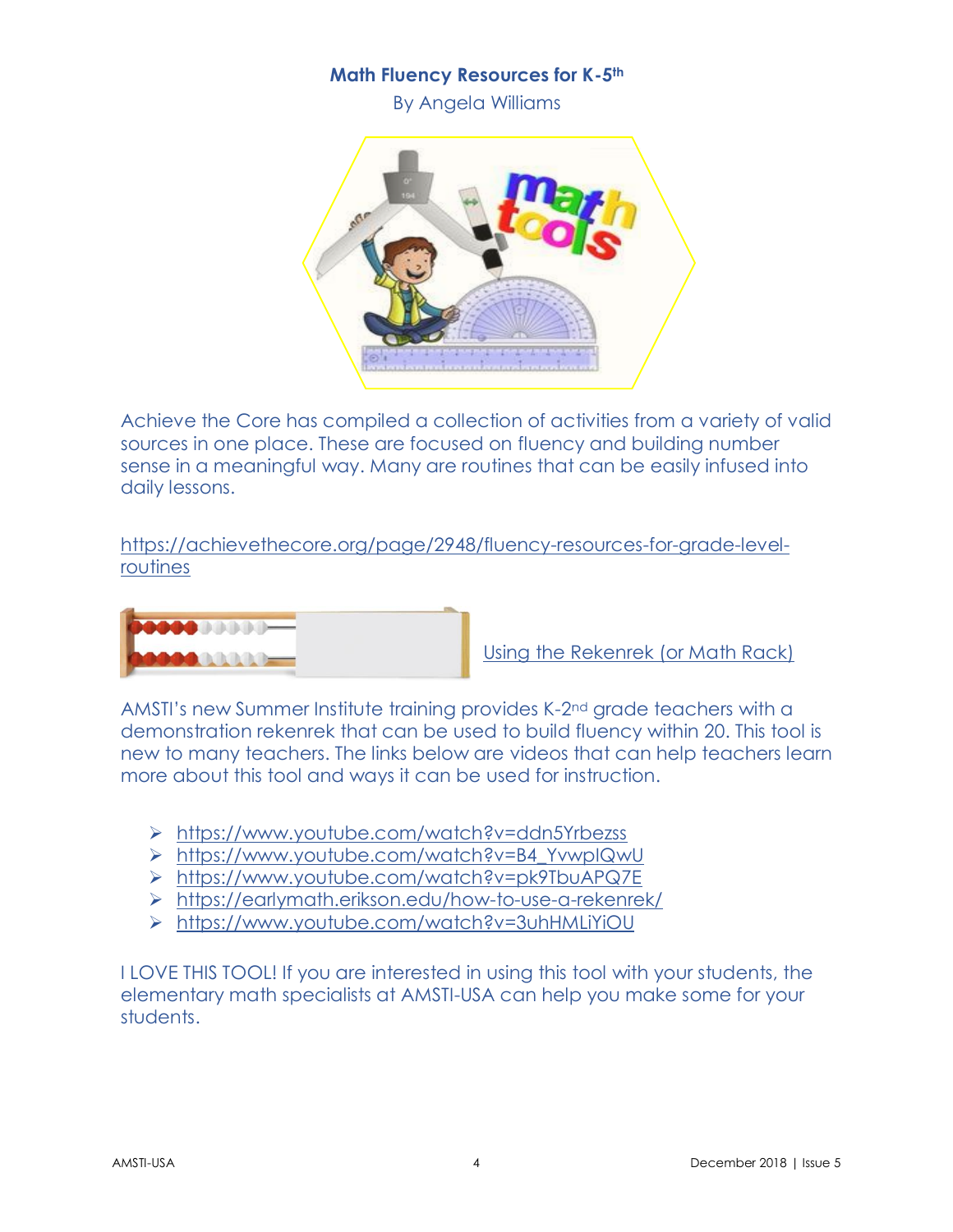# Math Fluency Resources for K-5th

By Angela Williams

Achieve the Core has compiled a collection of activities from a variety of valid sources in one place. These are focused on fluency and building number sense in a meaningful way. Many are routines that can be easily infused into daily lessons.

https://achievethecore.org/page/2948/fluency-resources-for-grade-level-routines

Using the Rekenrek (or Math Rack)

AMSTI's new Summer Institute training provides K-2nd grade teachers with a demonstration rekenrek that can be used to build fluency within 20. This tool is new to many teachers. The links below are videos that can help teachers learn more about this tool and ways it can be used for instruction.

- https://www.youtube.com/watch?v=ddn5Yrbezss
- https://www.youtube.com/watch?v=B4_YvwpIQwU
- https://www.youtube.com/watch?v=pk9TbuAPQ7E
- https://earlymath.erikson.edu/how-to-use-a-rekenrek/
- https://www.youtube.com/watch?v=3uhHMLiYiOU

I LOVE THIS TOOL! If you are interested in using this tool with your students, the elementary math specialists at AMSTI-USA can help you make some for your students.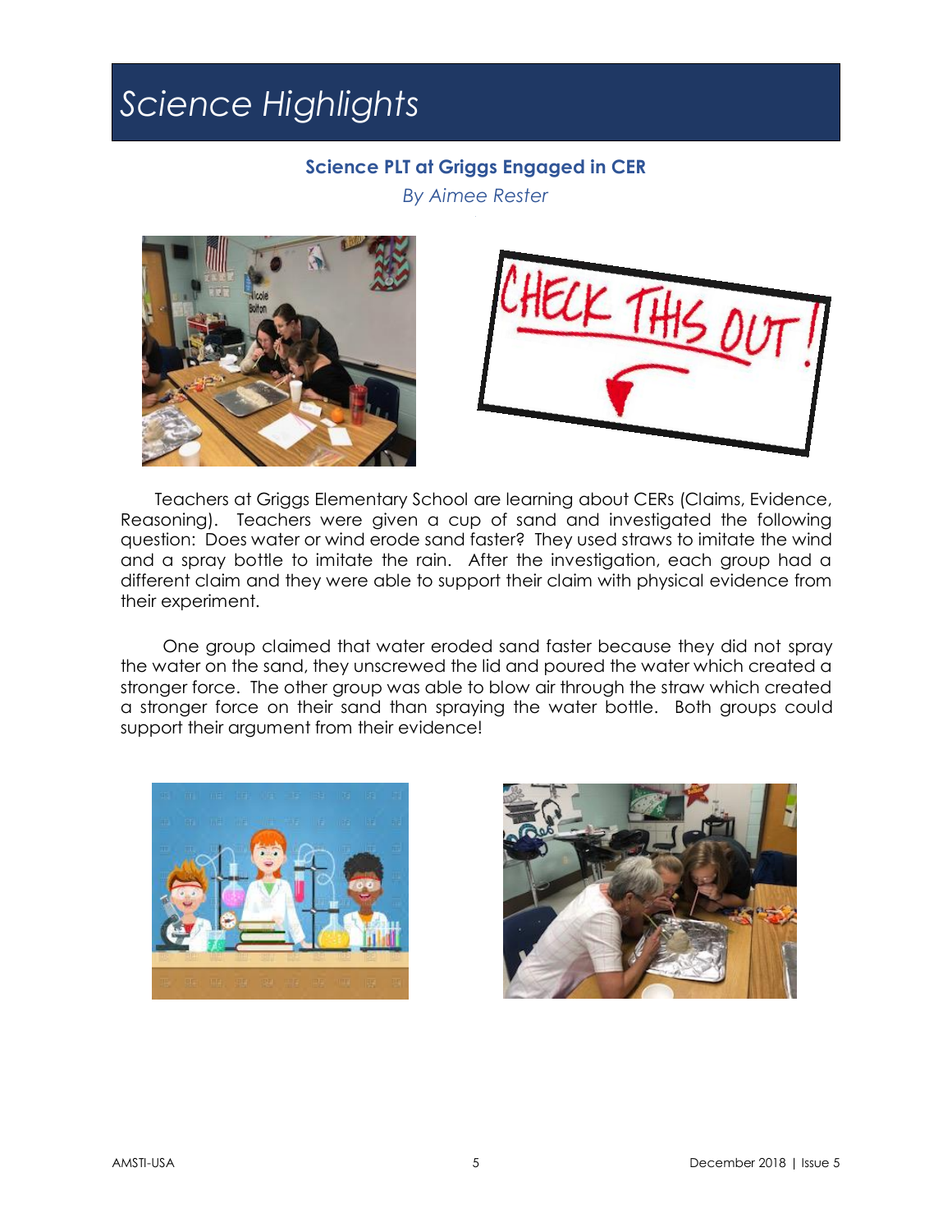# Science Highlights

## Science PLT at Griggs Engaged in CER

*By Aimee Rester*

Teachers at Griggs Elementary School are learning about CERs (Claims, Evidence, Reasoning). Teachers were given a cup of sand and investigated the following question: Does water or wind erode sand faster? They used straws to imitate the wind and a spray bottle to imitate the rain. After the investigation, each group had a different claim and they were able to support their claim with physical evidence from their experiment.

One group claimed that water eroded sand faster because they did not spray the water on the sand, they unscrewed the lid and poured the water which created a stronger force. The other group was able to blow air through the straw which created a stronger force on their sand than spraying the water bottle. Both groups could support their argument from their evidence!